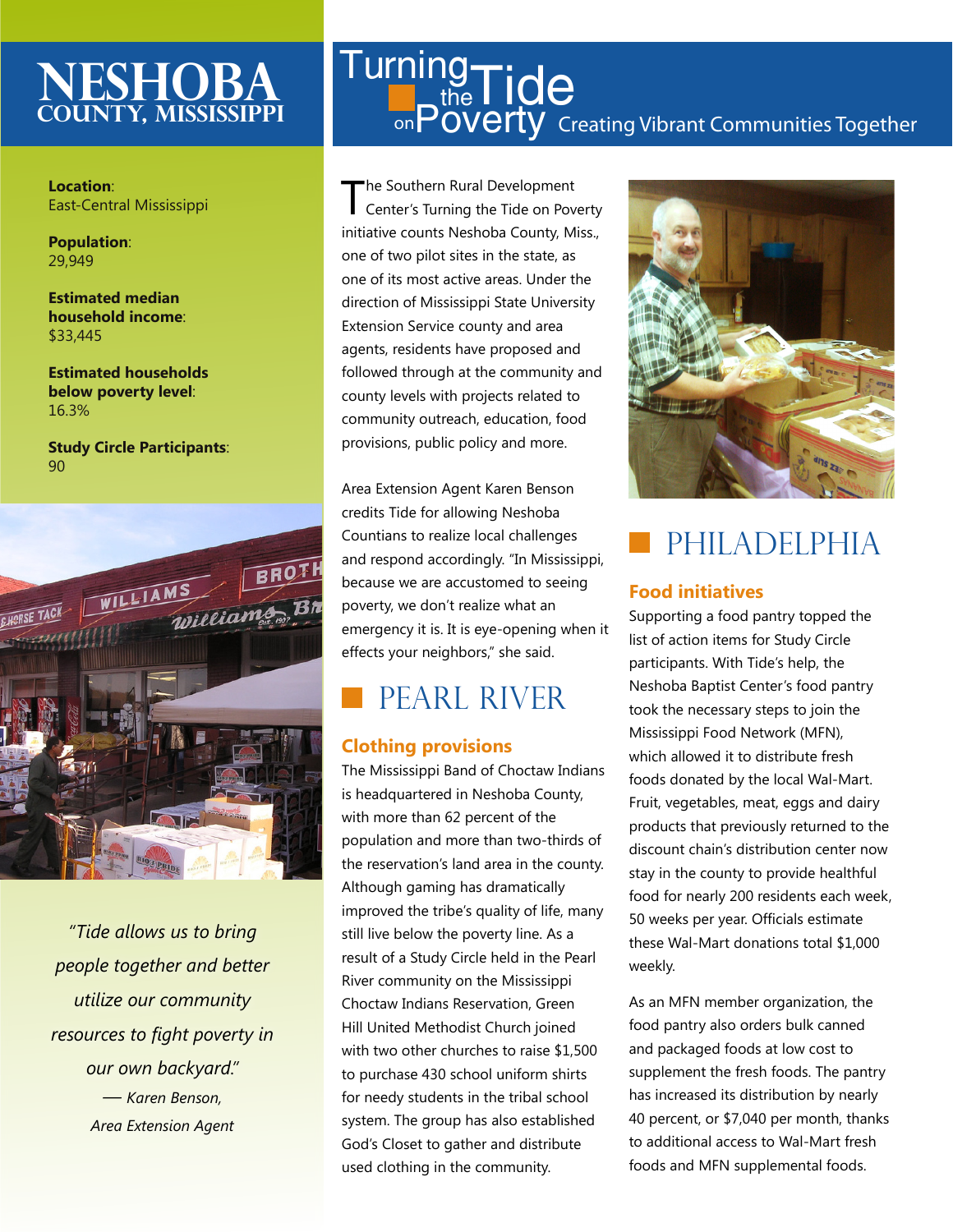# NESHOBA COUNTY, MISSISSIPPI

**Location**:
East-Central Mississippi

**Population**:
29,949

**Estimated median household income**:
$33,445

**Estimated households below poverty level**:
16.3%

**Study Circle Participants**:
90

*"Tide allows us to bring people together and better utilize our community resources to fight poverty in our own backyard."*

*— Karen Benson, Area Extension Agent*

# Turning the Tide on Poverty

Creating Vibrant Communities Together

The Southern Rural Development Center's Turning the Tide on Poverty initiative counts Neshoba County, Miss., one of two pilot sites in the state, as one of its most active areas. Under the direction of Mississippi State University Extension Service county and area agents, residents have proposed and followed through at the community and county levels with projects related to community outreach, education, food provisions, public policy and more.

Area Extension Agent Karen Benson credits Tide for allowing Neshoba Countians to realize local challenges and respond accordingly. "In Mississippi, because we are accustomed to seeing poverty, we don't realize what an emergency it is. It is eye-opening when it effects your neighbors," she said.

## PEARL RIVER

### Clothing provisions

The Mississippi Band of Choctaw Indians is headquartered in Neshoba County, with more than 62 percent of the population and more than two-thirds of the reservation's land area in the county. Although gaming has dramatically improved the tribe's quality of life, many still live below the poverty line. As a result of a Study Circle held in the Pearl River community on the Mississippi Choctaw Indians Reservation, Green Hill United Methodist Church joined with two other churches to raise $1,500 to purchase 430 school uniform shirts for needy students in the tribal school system. The group has also established God's Closet to gather and distribute used clothing in the community.

## PHILADELPHIA

### Food initiatives

Supporting a food pantry topped the list of action items for Study Circle participants. With Tide's help, the Neshoba Baptist Center's food pantry took the necessary steps to join the Mississippi Food Network (MFN), which allowed it to distribute fresh foods donated by the local Wal-Mart. Fruit, vegetables, meat, eggs and dairy products that previously returned to the discount chain's distribution center now stay in the county to provide healthful food for nearly 200 residents each week, 50 weeks per year. Officials estimate these Wal-Mart donations total $1,000 weekly.

As an MFN member organization, the food pantry also orders bulk canned and packaged foods at low cost to supplement the fresh foods. The pantry has increased its distribution by nearly 40 percent, or $7,040 per month, thanks to additional access to Wal-Mart fresh foods and MFN supplemental foods.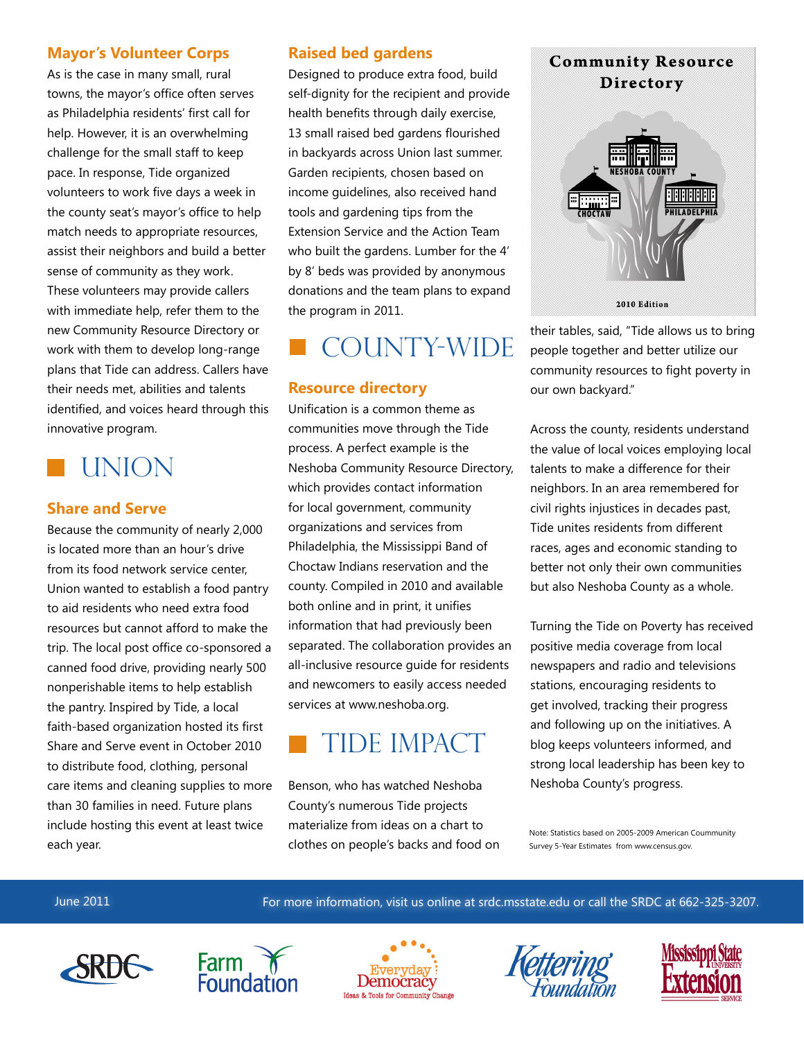### Mayor's Volunteer Corps

As is the case in many small, rural towns, the mayor's office often serves as Philadelphia residents' first call for help. However, it is an overwhelming challenge for the small staff to keep pace. In response, Tide organized volunteers to work five days a week in the county seat's mayor's office to help match needs to appropriate resources, assist their neighbors and build a better sense of community as they work. These volunteers may provide callers with immediate help, refer them to the new Community Resource Directory or work with them to develop long-range plans that Tide can address. Callers have their needs met, abilities and talents identified, and voices heard through this innovative program.

## UNION

### Share and Serve

Because the community of nearly 2,000 is located more than an hour's drive from its food network service center, Union wanted to establish a food pantry to aid residents who need extra food resources but cannot afford to make the trip. The local post office co-sponsored a canned food drive, providing nearly 500 nonperishable items to help establish the pantry. Inspired by Tide, a local faith-based organization hosted its first Share and Serve event in October 2010 to distribute food, clothing, personal care items and cleaning supplies to more than 30 families in need. Future plans include hosting this event at least twice each year.

### Raised bed gardens

Designed to produce extra food, build self-dignity for the recipient and provide health benefits through daily exercise, 13 small raised bed gardens flourished in backyards across Union last summer. Garden recipients, chosen based on income guidelines, also received hand tools and gardening tips from the Extension Service and the Action Team who built the gardens. Lumber for the 4' by 8' beds was provided by anonymous donations and the team plans to expand the program in 2011.

## COUNTY-WIDE

### Resource directory

Unification is a common theme as communities move through the Tide process. A perfect example is the Neshoba Community Resource Directory, which provides contact information for local government, community organizations and services from Philadelphia, the Mississippi Band of Choctaw Indians reservation and the county. Compiled in 2010 and available both online and in print, it unifies information that had previously been separated. The collaboration provides an all-inclusive resource guide for residents and newcomers to easily access needed services at www.neshoba.org.

## TIDE IMPACT

Benson, who has watched Neshoba County's numerous Tide projects materialize from ideas on a chart to clothes on people's backs and food on their tables, said, "Tide allows us to bring people together and better utilize our community resources to fight poverty in our own backyard."

Community Resource Directory

NESHOBA COUNTY

CHOCTAW

PHILADELPHIA

2010 Edition

Across the county, residents understand the value of local voices employing local talents to make a difference for their neighbors. In an area remembered for civil rights injustices in decades past, Tide unites residents from different races, ages and economic standing to better not only their own communities but also Neshoba County as a whole.

Turning the Tide on Poverty has received positive media coverage from local newspapers and radio and televisions stations, encouraging residents to get involved, tracking their progress and following up on the initiatives. A blog keeps volunteers informed, and strong local leadership has been key to Neshoba County's progress.

Note: Statistics based on 2005-2009 American Coummunity Survey 5-Year Estimates from www.census.gov.

June 2011

For more information, visit us online at srdc.msstate.edu or call the SRDC at 662-325-3207.

SRDC

Farm Foundation

Everyday Democracy
Ideas & Tools for Community Change

Kettering Foundation

Mississippi State University Extension Service